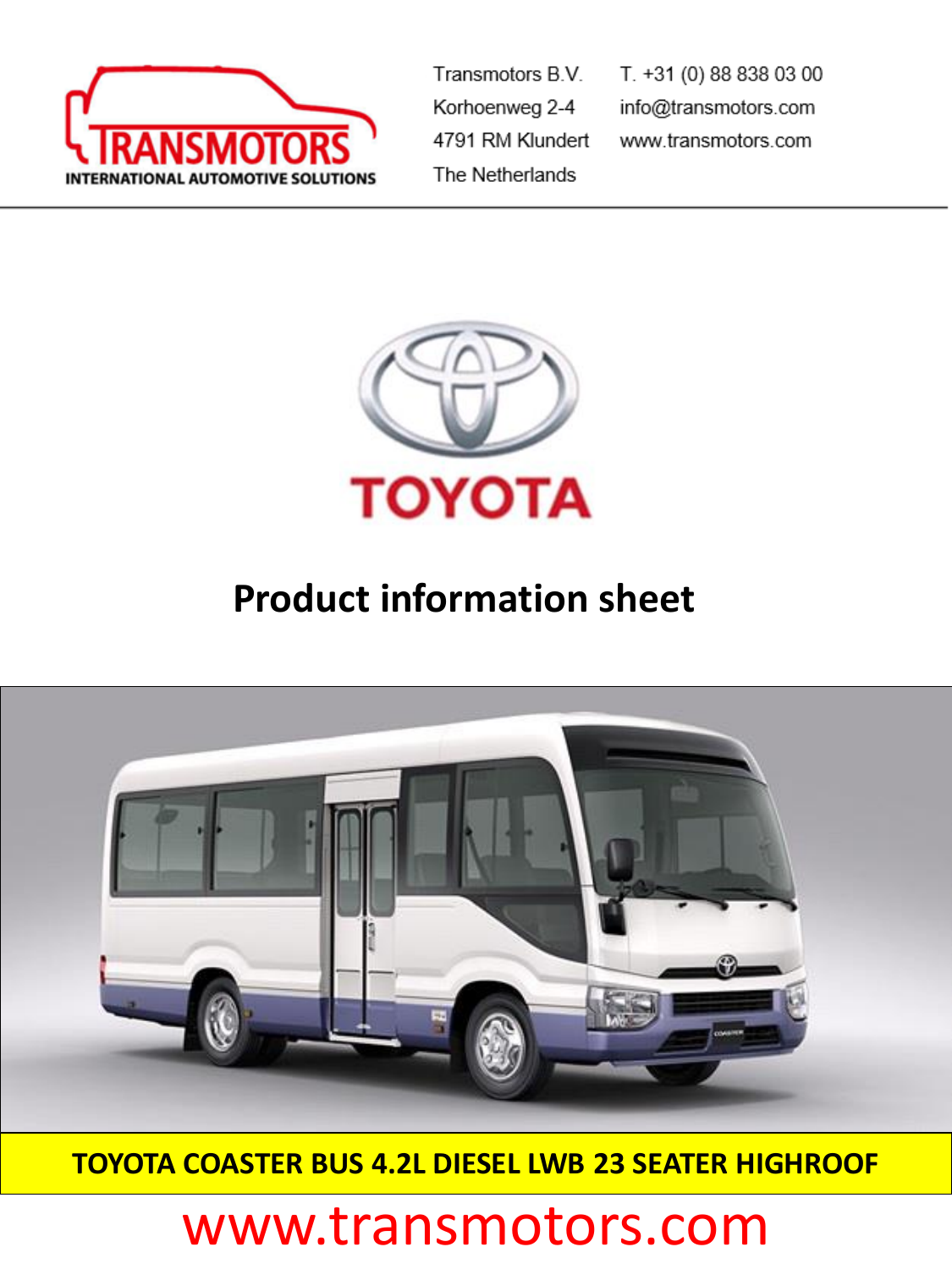Transmotors B.V.
Korhoenweg 2-4
4791 RM Klundert
The Netherlands

T. +31 (0) 88 838 03 00
info@transmotors.com
www.transmotors.com

# Product information sheet

## TOYOTA COASTER BUS 4.2L DIESEL LWB 23 SEATER HIGHROOF

www.transmotors.com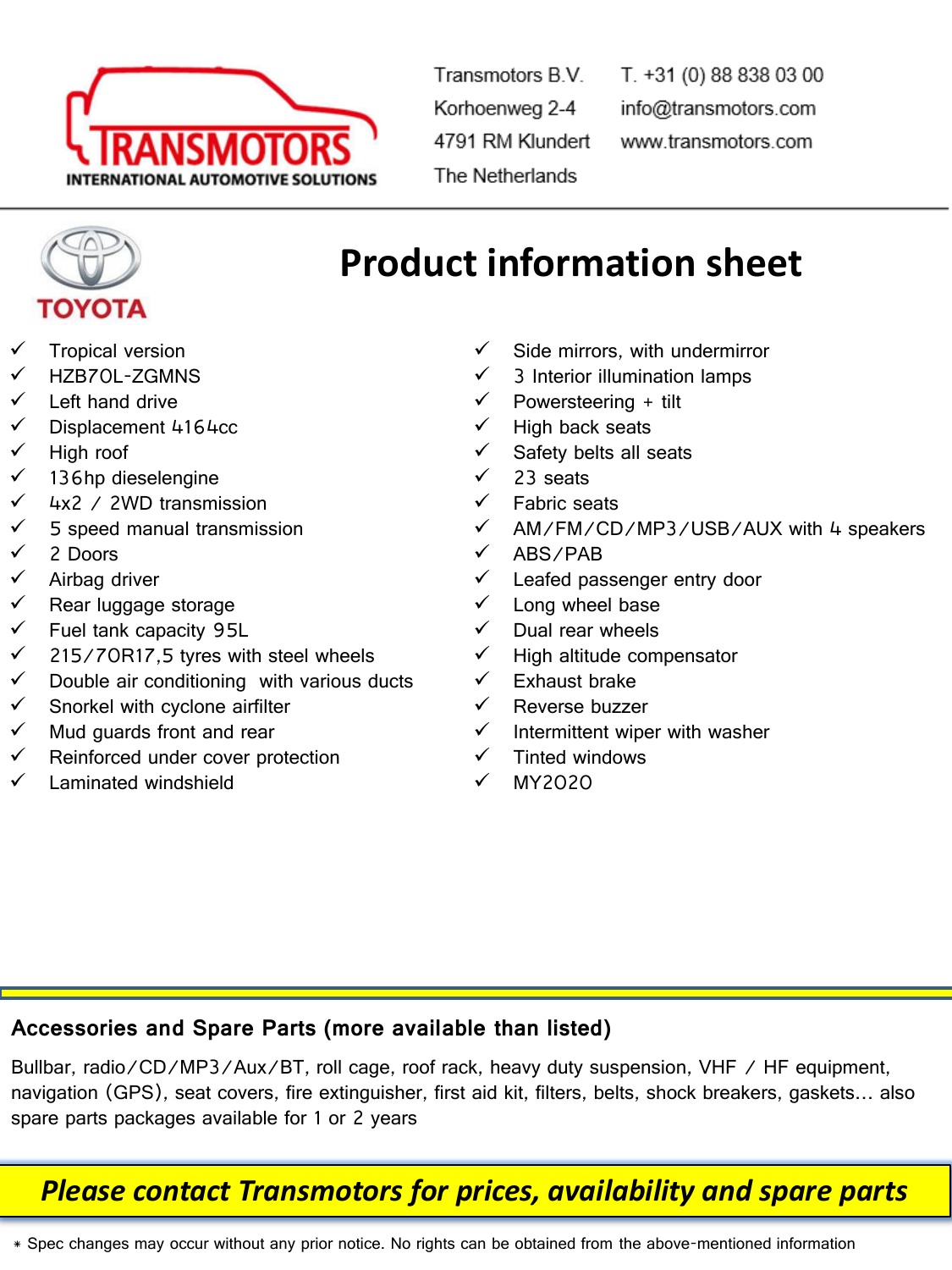Transmotors B.V.
Korhoenweg 2-4
4791 RM Klundert
The Netherlands

T. +31 (0) 88 838 03 00
info@transmotors.com
www.transmotors.com

# Product information sheet

- ✓ Tropical version
- ✓ HZB70L-ZGMNS
- ✓ Left hand drive
- ✓ Displacement 4164cc
- ✓ High roof
- ✓ 136hp dieselengine
- ✓ 4x2 / 2WD transmission
- ✓ 5 speed manual transmission
- ✓ 2 Doors
- ✓ Airbag driver
- ✓ Rear luggage storage
- ✓ Fuel tank capacity 95L
- ✓ 215/70R17,5 tyres with steel wheels
- ✓ Double air conditioning with various ducts
- ✓ Snorkel with cyclone airfilter
- ✓ Mud guards front and rear
- ✓ Reinforced under cover protection
- ✓ Laminated windshield
- ✓ Side mirrors, with undermirror
- ✓ 3 Interior illumination lamps
- ✓ Powersteering + tilt
- ✓ High back seats
- ✓ Safety belts all seats
- ✓ 23 seats
- ✓ Fabric seats
- ✓ AM/FM/CD/MP3/USB/AUX with 4 speakers
- ✓ ABS/PAB
- ✓ Leafed passenger entry door
- ✓ Long wheel base
- ✓ Dual rear wheels
- ✓ High altitude compensator
- ✓ Exhaust brake
- ✓ Reverse buzzer
- ✓ Intermittent wiper with washer
- ✓ Tinted windows
- ✓ MY2020

## Accessories and Spare Parts (more available than listed)

Bullbar, radio/CD/MP3/Aux/BT, roll cage, roof rack, heavy duty suspension, VHF / HF equipment, navigation (GPS), seat covers, fire extinguisher, first aid kit, filters, belts, shock breakers, gaskets… also spare parts packages available for 1 or 2 years

***Please contact Transmotors for prices, availability and spare parts***

* Spec changes may occur without any prior notice. No rights can be obtained from the above-mentioned information